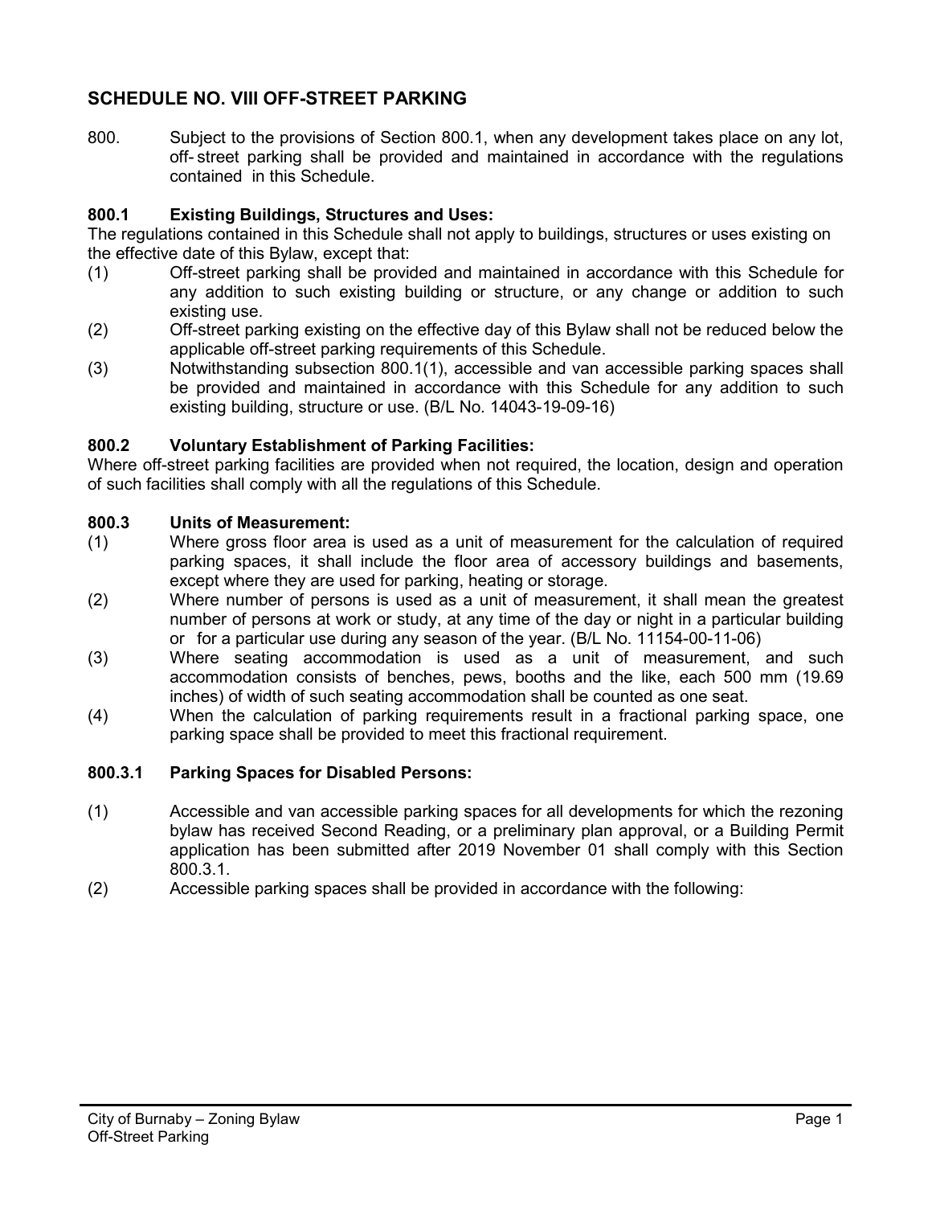## SCHEDULE NO. VIII OFF-STREET PARKING

800. Subject to the provisions of Section 800.1, when any development takes place on any lot, off- street parking shall be provided and maintained in accordance with the regulations contained in this Schedule.

### 800.1 Existing Buildings, Structures and Uses:

The regulations contained in this Schedule shall not apply to buildings, structures or uses existing on the effective date of this Bylaw, except that:

(1) Off-street parking shall be provided and maintained in accordance with this Schedule for any addition to such existing building or structure, or any change or addition to such existing use.

(2) Off-street parking existing on the effective day of this Bylaw shall not be reduced below the applicable off-street parking requirements of this Schedule.

(3) Notwithstanding subsection 800.1(1), accessible and van accessible parking spaces shall be provided and maintained in accordance with this Schedule for any addition to such existing building, structure or use. (B/L No. 14043-19-09-16)

### 800.2 Voluntary Establishment of Parking Facilities:

Where off-street parking facilities are provided when not required, the location, design and operation of such facilities shall comply with all the regulations of this Schedule.

### 800.3 Units of Measurement:

(1) Where gross floor area is used as a unit of measurement for the calculation of required parking spaces, it shall include the floor area of accessory buildings and basements, except where they are used for parking, heating or storage.

(2) Where number of persons is used as a unit of measurement, it shall mean the greatest number of persons at work or study, at any time of the day or night in a particular building or for a particular use during any season of the year. (B/L No. 11154-00-11-06)

(3) Where seating accommodation is used as a unit of measurement, and such accommodation consists of benches, pews, booths and the like, each 500 mm (19.69 inches) of width of such seating accommodation shall be counted as one seat.

(4) When the calculation of parking requirements result in a fractional parking space, one parking space shall be provided to meet this fractional requirement.

### 800.3.1 Parking Spaces for Disabled Persons:

(1) Accessible and van accessible parking spaces for all developments for which the rezoning bylaw has received Second Reading, or a preliminary plan approval, or a Building Permit application has been submitted after 2019 November 01 shall comply with this Section 800.3.1.

(2) Accessible parking spaces shall be provided in accordance with the following: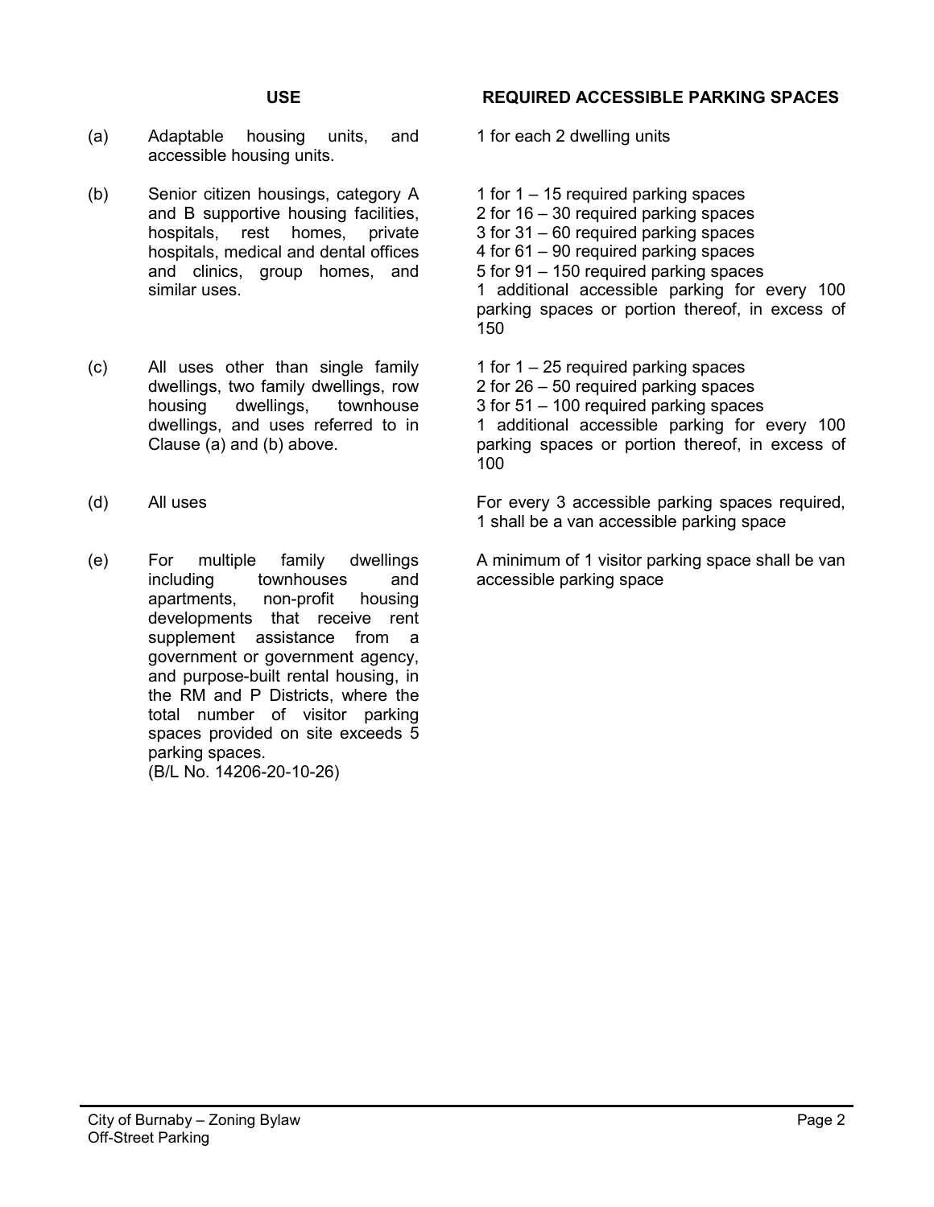| | USE | REQUIRED ACCESSIBLE PARKING SPACES |
|---|---|---|
| (a) | Adaptable housing units, and accessible housing units. | 1 for each 2 dwelling units |
| (b) | Senior citizen housings, category A and B supportive housing facilities, hospitals, rest homes, private hospitals, medical and dental offices and clinics, group homes, and similar uses. | 1 for 1 – 15 required parking spaces<br>2 for 16 – 30 required parking spaces<br>3 for 31 – 60 required parking spaces<br>4 for 61 – 90 required parking spaces<br>5 for 91 – 150 required parking spaces<br>1 additional accessible parking for every 100 parking spaces or portion thereof, in excess of 150 |
| (c) | All uses other than single family dwellings, two family dwellings, row housing dwellings, townhouse dwellings, and uses referred to in Clause (a) and (b) above. | 1 for 1 – 25 required parking spaces<br>2 for 26 – 50 required parking spaces<br>3 for 51 – 100 required parking spaces<br>1 additional accessible parking for every 100 parking spaces or portion thereof, in excess of 100 |
| (d) | All uses | For every 3 accessible parking spaces required, 1 shall be a van accessible parking space |
| (e) | For multiple family dwellings including townhouses and apartments, non-profit housing developments that receive rent supplement assistance from a government or government agency, and purpose-built rental housing, in the RM and P Districts, where the total number of visitor parking spaces provided on site exceeds 5 parking spaces.<br>(B/L No. 14206-20-10-26) | A minimum of 1 visitor parking space shall be van accessible parking space |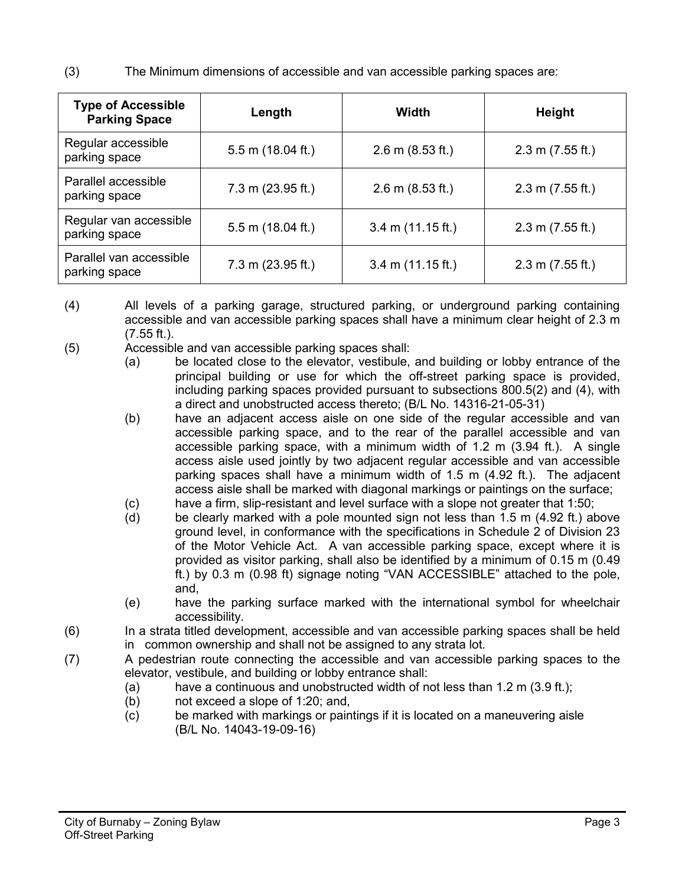(3) The Minimum dimensions of accessible and van accessible parking spaces are:

| Type of Accessible Parking Space | Length | Width | Height |
|---|---|---|---|
| Regular accessible parking space | 5.5 m (18.04 ft.) | 2.6 m (8.53 ft.) | 2.3 m (7.55 ft.) |
| Parallel accessible parking space | 7.3 m (23.95 ft.) | 2.6 m (8.53 ft.) | 2.3 m (7.55 ft.) |
| Regular van accessible parking space | 5.5 m (18.04 ft.) | 3.4 m (11.15 ft.) | 2.3 m (7.55 ft.) |
| Parallel van accessible parking space | 7.3 m (23.95 ft.) | 3.4 m (11.15 ft.) | 2.3 m (7.55 ft.) |

(4) All levels of a parking garage, structured parking, or underground parking containing accessible and van accessible parking spaces shall have a minimum clear height of 2.3 m (7.55 ft.).

(5) Accessible and van accessible parking spaces shall:

(a) be located close to the elevator, vestibule, and building or lobby entrance of the principal building or use for which the off-street parking space is provided, including parking spaces provided pursuant to subsections 800.5(2) and (4), with a direct and unobstructed access thereto; (B/L No. 14316-21-05-31)

(b) have an adjacent access aisle on one side of the regular accessible and van accessible parking space, and to the rear of the parallel accessible and van accessible parking space, with a minimum width of 1.2 m (3.94 ft.). A single access aisle used jointly by two adjacent regular accessible and van accessible parking spaces shall have a minimum width of 1.5 m (4.92 ft.). The adjacent access aisle shall be marked with diagonal markings or paintings on the surface;

(c) have a firm, slip-resistant and level surface with a slope not greater that 1:50;

(d) be clearly marked with a pole mounted sign not less than 1.5 m (4.92 ft.) above ground level, in conformance with the specifications in Schedule 2 of Division 23 of the Motor Vehicle Act. A van accessible parking space, except where it is provided as visitor parking, shall also be identified by a minimum of 0.15 m (0.49 ft.) by 0.3 m (0.98 ft) signage noting "VAN ACCESSIBLE" attached to the pole, and,

(e) have the parking surface marked with the international symbol for wheelchair accessibility.

(6) In a strata titled development, accessible and van accessible parking spaces shall be held in common ownership and shall not be assigned to any strata lot.

(7) A pedestrian route connecting the accessible and van accessible parking spaces to the elevator, vestibule, and building or lobby entrance shall:

(a) have a continuous and unobstructed width of not less than 1.2 m (3.9 ft.);

(b) not exceed a slope of 1:20; and,

(c) be marked with markings or paintings if it is located on a maneuvering aisle (B/L No. 14043-19-09-16)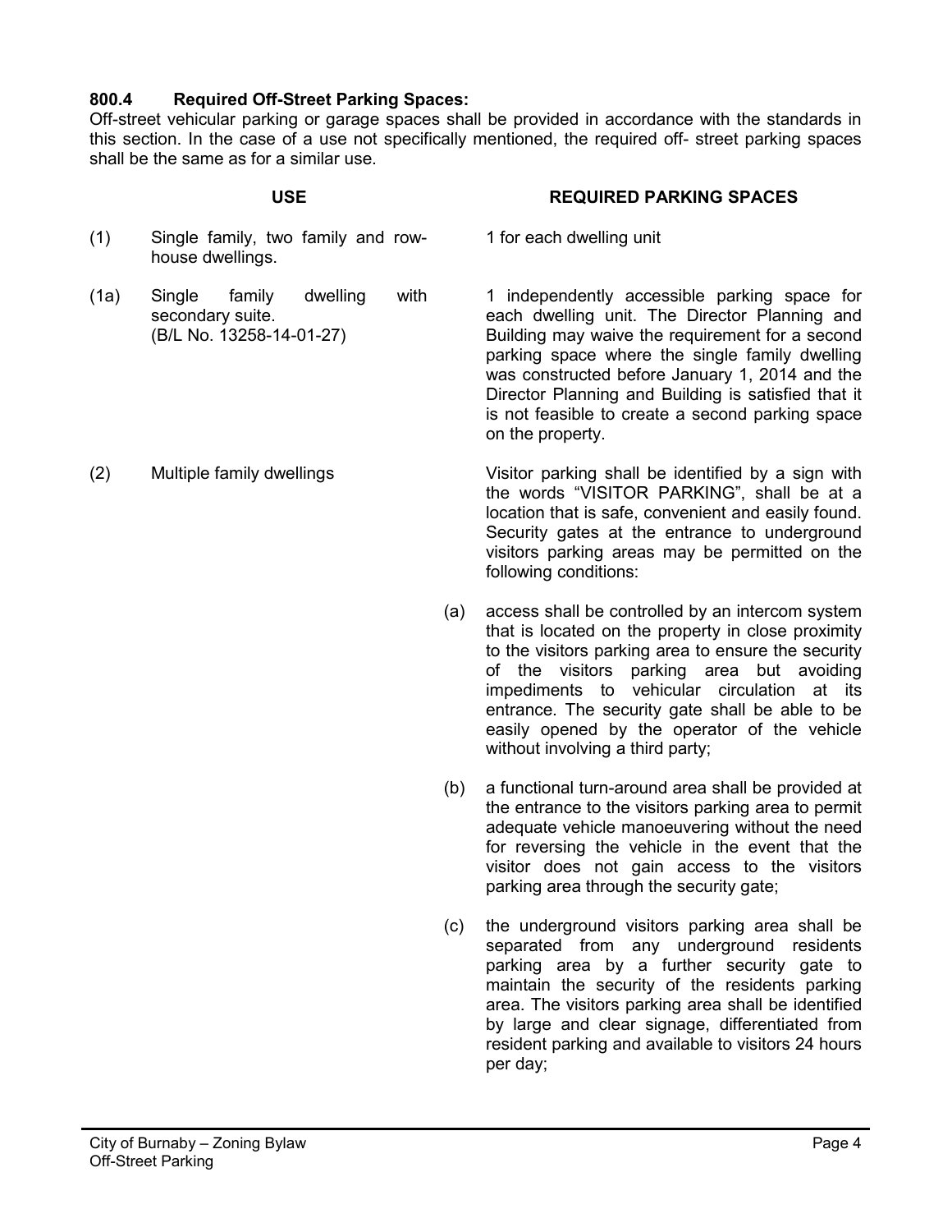**800.4 Required Off-Street Parking Spaces:**

Off-street vehicular parking or garage spaces shall be provided in accordance with the standards in this section. In the case of a use not specifically mentioned, the required off- street parking spaces shall be the same as for a similar use.

| | USE | REQUIRED PARKING SPACES |
|---|---|---|
| (1) | Single family, two family and row-house dwellings. | 1 for each dwelling unit |
| (1a) | Single family dwelling with secondary suite. (B/L No. 13258-14-01-27) | 1 independently accessible parking space for each dwelling unit. The Director Planning and Building may waive the requirement for a second parking space where the single family dwelling was constructed before January 1, 2014 and the Director Planning and Building is satisfied that it is not feasible to create a second parking space on the property. |
| (2) | Multiple family dwellings | Visitor parking shall be identified by a sign with the words "VISITOR PARKING", shall be at a location that is safe, convenient and easily found. Security gates at the entrance to underground visitors parking areas may be permitted on the following conditions: |

(a) access shall be controlled by an intercom system that is located on the property in close proximity to the visitors parking area to ensure the security of the visitors parking area but avoiding impediments to vehicular circulation at its entrance. The security gate shall be able to be easily opened by the operator of the vehicle without involving a third party;

(b) a functional turn-around area shall be provided at the entrance to the visitors parking area to permit adequate vehicle manoeuvering without the need for reversing the vehicle in the event that the visitor does not gain access to the visitors parking area through the security gate;

(c) the underground visitors parking area shall be separated from any underground residents parking area by a further security gate to maintain the security of the residents parking area. The visitors parking area shall be identified by large and clear signage, differentiated from resident parking and available to visitors 24 hours per day;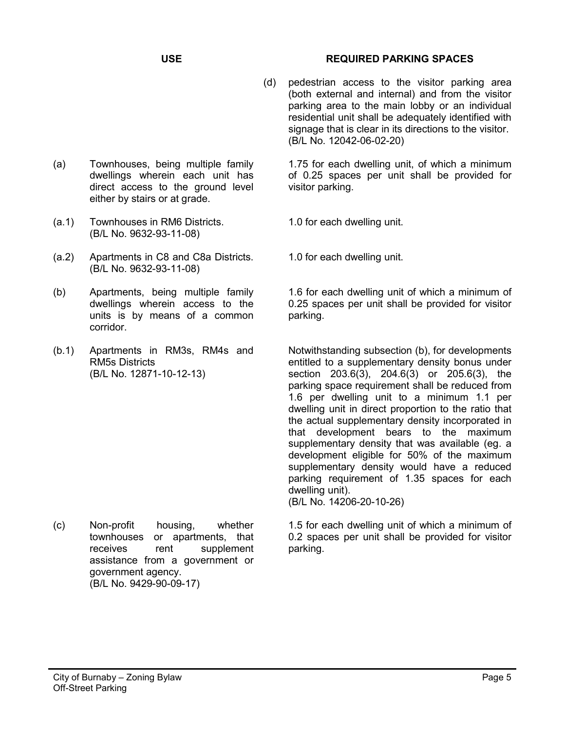| USE | REQUIRED PARKING SPACES |
|---|---|
| | (d) pedestrian access to the visitor parking area (both external and internal) and from the visitor parking area to the main lobby or an individual residential unit shall be adequately identified with signage that is clear in its directions to the visitor. (B/L No. 12042-06-02-20) |
| (a) Townhouses, being multiple family dwellings wherein each unit has direct access to the ground level either by stairs or at grade. | 1.75 for each dwelling unit, of which a minimum of 0.25 spaces per unit shall be provided for visitor parking. |
| (a.1) Townhouses in RM6 Districts. (B/L No. 9632-93-11-08) | 1.0 for each dwelling unit. |
| (a.2) Apartments in C8 and C8a Districts. (B/L No. 9632-93-11-08) | 1.0 for each dwelling unit. |
| (b) Apartments, being multiple family dwellings wherein access to the units is by means of a common corridor. | 1.6 for each dwelling unit of which a minimum of 0.25 spaces per unit shall be provided for visitor parking. |
| (b.1) Apartments in RM3s, RM4s and RM5s Districts (B/L No. 12871-10-12-13) | Notwithstanding subsection (b), for developments entitled to a supplementary density bonus under section 203.6(3), 204.6(3) or 205.6(3), the parking space requirement shall be reduced from 1.6 per dwelling unit to a minimum 1.1 per dwelling unit in direct proportion to the ratio that the actual supplementary density incorporated in that development bears to the maximum supplementary density that was available (eg. a development eligible for 50% of the maximum supplementary density would have a reduced parking requirement of 1.35 spaces for each dwelling unit). (B/L No. 14206-20-10-26) |
| (c) Non-profit housing, whether townhouses or apartments, that receives rent supplement assistance from a government or government agency. (B/L No. 9429-90-09-17) | 1.5 for each dwelling unit of which a minimum of 0.2 spaces per unit shall be provided for visitor parking. |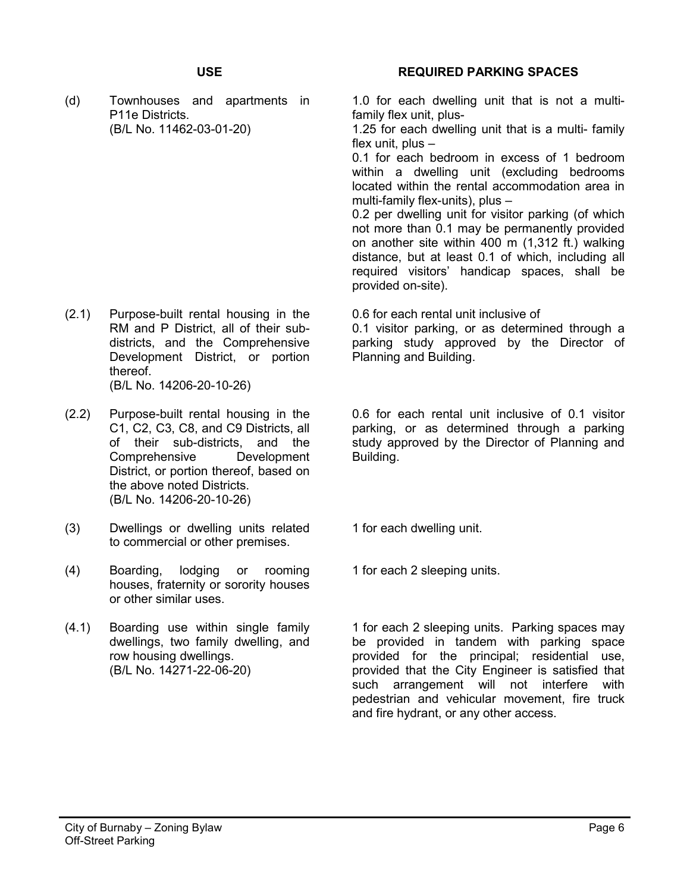| | USE | REQUIRED PARKING SPACES |
|---|---|---|
| (d) | Townhouses and apartments in P11e Districts. (B/L No. 11462-03-01-20) | 1.0 for each dwelling unit that is not a multi-family flex unit, plus- 1.25 for each dwelling unit that is a multi- family flex unit, plus – 0.1 for each bedroom in excess of 1 bedroom within a dwelling unit (excluding bedrooms located within the rental accommodation area in multi-family flex-units), plus – 0.2 per dwelling unit for visitor parking (of which not more than 0.1 may be permanently provided on another site within 400 m (1,312 ft.) walking distance, but at least 0.1 of which, including all required visitors' handicap spaces, shall be provided on-site). |
| (2.1) | Purpose-built rental housing in the RM and P District, all of their sub-districts, and the Comprehensive Development District, or portion thereof. (B/L No. 14206-20-10-26) | 0.6 for each rental unit inclusive of 0.1 visitor parking, or as determined through a parking study approved by the Director of Planning and Building. |
| (2.2) | Purpose-built rental housing in the C1, C2, C3, C8, and C9 Districts, all of their sub-districts, and the Comprehensive Development District, or portion thereof, based on the above noted Districts. (B/L No. 14206-20-10-26) | 0.6 for each rental unit inclusive of 0.1 visitor parking, or as determined through a parking study approved by the Director of Planning and Building. |
| (3) | Dwellings or dwelling units related to commercial or other premises. | 1 for each dwelling unit. |
| (4) | Boarding, lodging or rooming houses, fraternity or sorority houses or other similar uses. | 1 for each 2 sleeping units. |
| (4.1) | Boarding use within single family dwellings, two family dwelling, and row housing dwellings. (B/L No. 14271-22-06-20) | 1 for each 2 sleeping units. Parking spaces may be provided in tandem with parking space provided for the principal; residential use, provided that the City Engineer is satisfied that such arrangement will not interfere with pedestrian and vehicular movement, fire truck and fire hydrant, or any other access. |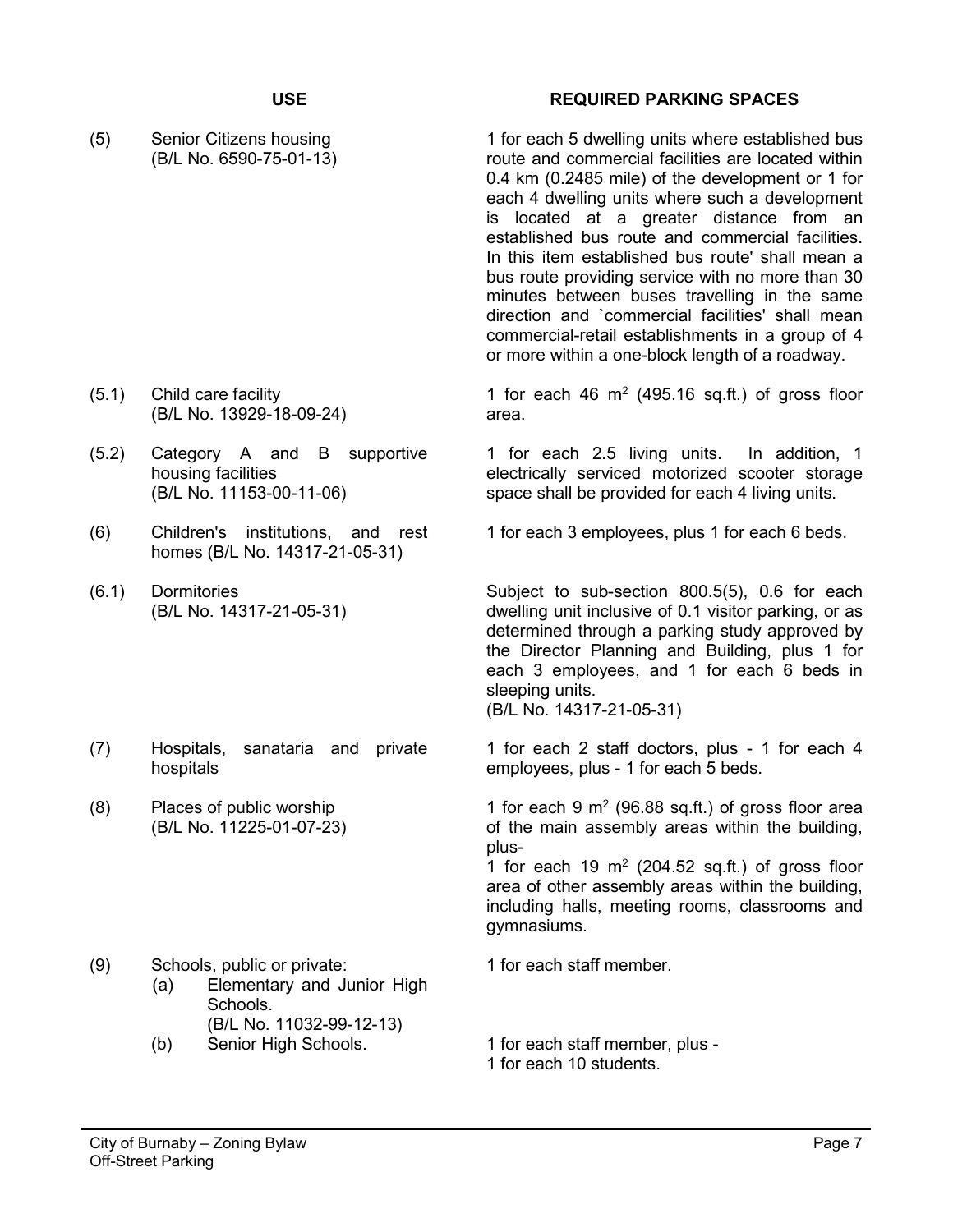| | USE | REQUIRED PARKING SPACES |
|---|---|---|
| (5) | Senior Citizens housing (B/L No. 6590-75-01-13) | 1 for each 5 dwelling units where established bus route and commercial facilities are located within 0.4 km (0.2485 mile) of the development or 1 for each 4 dwelling units where such a development is located at a greater distance from an established bus route and commercial facilities. In this item established bus route' shall mean a bus route providing service with no more than 30 minutes between buses travelling in the same direction and `commercial facilities' shall mean commercial-retail establishments in a group of 4 or more within a one-block length of a roadway. |
| (5.1) | Child care facility (B/L No. 13929-18-09-24) | 1 for each 46 $m^2$ (495.16 sq.ft.) of gross floor area. |
| (5.2) | Category A and B supportive housing facilities (B/L No. 11153-00-11-06) | 1 for each 2.5 living units. In addition, 1 electrically serviced motorized scooter storage space shall be provided for each 4 living units. |
| (6) | Children's institutions, and rest homes (B/L No. 14317-21-05-31) | 1 for each 3 employees, plus 1 for each 6 beds. |
| (6.1) | Dormitories (B/L No. 14317-21-05-31) | Subject to sub-section 800.5(5), 0.6 for each dwelling unit inclusive of 0.1 visitor parking, or as determined through a parking study approved by the Director Planning and Building, plus 1 for each 3 employees, and 1 for each 6 beds in sleeping units. (B/L No. 14317-21-05-31) |
| (7) | Hospitals, sanataria and private hospitals | 1 for each 2 staff doctors, plus - 1 for each 4 employees, plus - 1 for each 5 beds. |
| (8) | Places of public worship (B/L No. 11225-01-07-23) | 1 for each 9 $m^2$ (96.88 sq.ft.) of gross floor area of the main assembly areas within the building, plus- 1 for each 19 $m^2$ (204.52 sq.ft.) of gross floor area of other assembly areas within the building, including halls, meeting rooms, classrooms and gymnasiums. |
| (9) | Schools, public or private: | |
| | (a) Elementary and Junior High Schools. (B/L No. 11032-99-12-13) | 1 for each staff member. |
| | (b) Senior High Schools. | 1 for each staff member, plus - 1 for each 10 students. |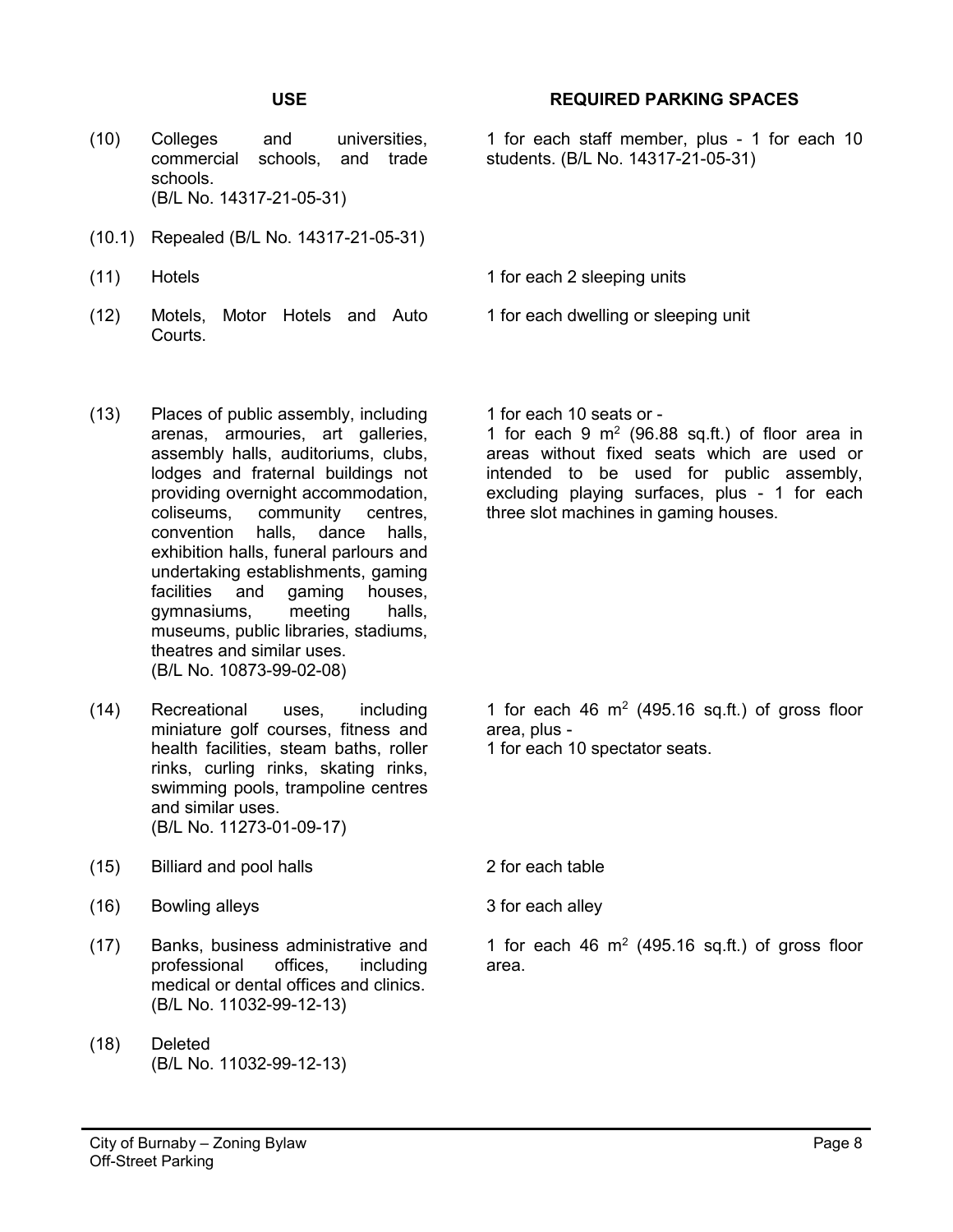| | USE | REQUIRED PARKING SPACES |
|---|---|---|
| (10) | Colleges and universities, commercial schools, and trade schools. (B/L No. 14317-21-05-31) | 1 for each staff member, plus - 1 for each 10 students. (B/L No. 14317-21-05-31) |
| (10.1) | Repealed (B/L No. 14317-21-05-31) | |
| (11) | Hotels | 1 for each 2 sleeping units |
| (12) | Motels, Motor Hotels and Auto Courts. | 1 for each dwelling or sleeping unit |
| (13) | Places of public assembly, including arenas, armouries, art galleries, assembly halls, auditoriums, clubs, lodges and fraternal buildings not providing overnight accommodation, coliseums, community centres, convention halls, dance halls, exhibition halls, funeral parlours and undertaking establishments, gaming facilities and gaming houses, gymnasiums, meeting halls, museums, public libraries, stadiums, theatres and similar uses. (B/L No. 10873-99-02-08) | 1 for each 10 seats or - 1 for each 9 $m^2$ (96.88 sq.ft.) of floor area in areas without fixed seats which are used or intended to be used for public assembly, excluding playing surfaces, plus - 1 for each three slot machines in gaming houses. |
| (14) | Recreational uses, including miniature golf courses, fitness and health facilities, steam baths, roller rinks, curling rinks, skating rinks, swimming pools, trampoline centres and similar uses. (B/L No. 11273-01-09-17) | 1 for each 46 $m^2$ (495.16 sq.ft.) of gross floor area, plus - 1 for each 10 spectator seats. |
| (15) | Billiard and pool halls | 2 for each table |
| (16) | Bowling alleys | 3 for each alley |
| (17) | Banks, business administrative and professional offices, including medical or dental offices and clinics. (B/L No. 11032-99-12-13) | 1 for each 46 $m^2$ (495.16 sq.ft.) of gross floor area. |
| (18) | Deleted (B/L No. 11032-99-12-13) | |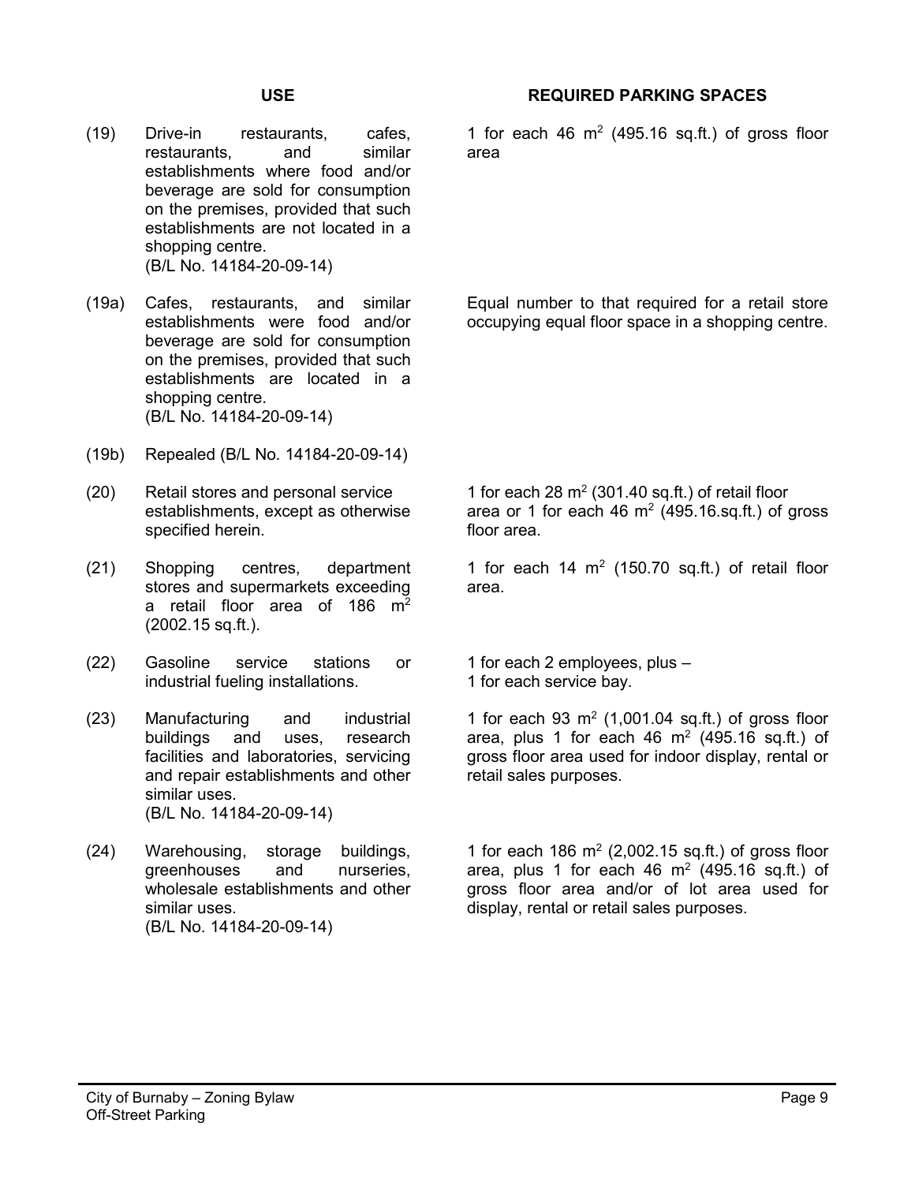| | USE | REQUIRED PARKING SPACES |
|---|---|---|
| (19) | Drive-in restaurants, cafes, restaurants, and similar establishments where food and/or beverage are sold for consumption on the premises, provided that such establishments are not located in a shopping centre. (B/L No. 14184-20-09-14) | 1 for each 46 $m^2$ (495.16 sq.ft.) of gross floor area |
| (19a) | Cafes, restaurants, and similar establishments were food and/or beverage are sold for consumption on the premises, provided that such establishments are located in a shopping centre. (B/L No. 14184-20-09-14) | Equal number to that required for a retail store occupying equal floor space in a shopping centre. |
| (19b) | Repealed (B/L No. 14184-20-09-14) | |
| (20) | Retail stores and personal service establishments, except as otherwise specified herein. | 1 for each 28 $m^2$ (301.40 sq.ft.) of retail floor area or 1 for each 46 $m^2$ (495.16.sq.ft.) of gross floor area. |
| (21) | Shopping centres, department stores and supermarkets exceeding a retail floor area of 186 $m^2$ (2002.15 sq.ft.). | 1 for each 14 $m^2$ (150.70 sq.ft.) of retail floor area. |
| (22) | Gasoline service stations or industrial fueling installations. | 1 for each 2 employees, plus – 1 for each service bay. |
| (23) | Manufacturing and industrial buildings and uses, research facilities and laboratories, servicing and repair establishments and other similar uses. (B/L No. 14184-20-09-14) | 1 for each 93 $m^2$ (1,001.04 sq.ft.) of gross floor area, plus 1 for each 46 $m^2$ (495.16 sq.ft.) of gross floor area used for indoor display, rental or retail sales purposes. |
| (24) | Warehousing, storage buildings, greenhouses and nurseries, wholesale establishments and other similar uses. (B/L No. 14184-20-09-14) | 1 for each 186 $m^2$ (2,002.15 sq.ft.) of gross floor area, plus 1 for each 46 $m^2$ (495.16 sq.ft.) of gross floor area and/or of lot area used for display, rental or retail sales purposes. |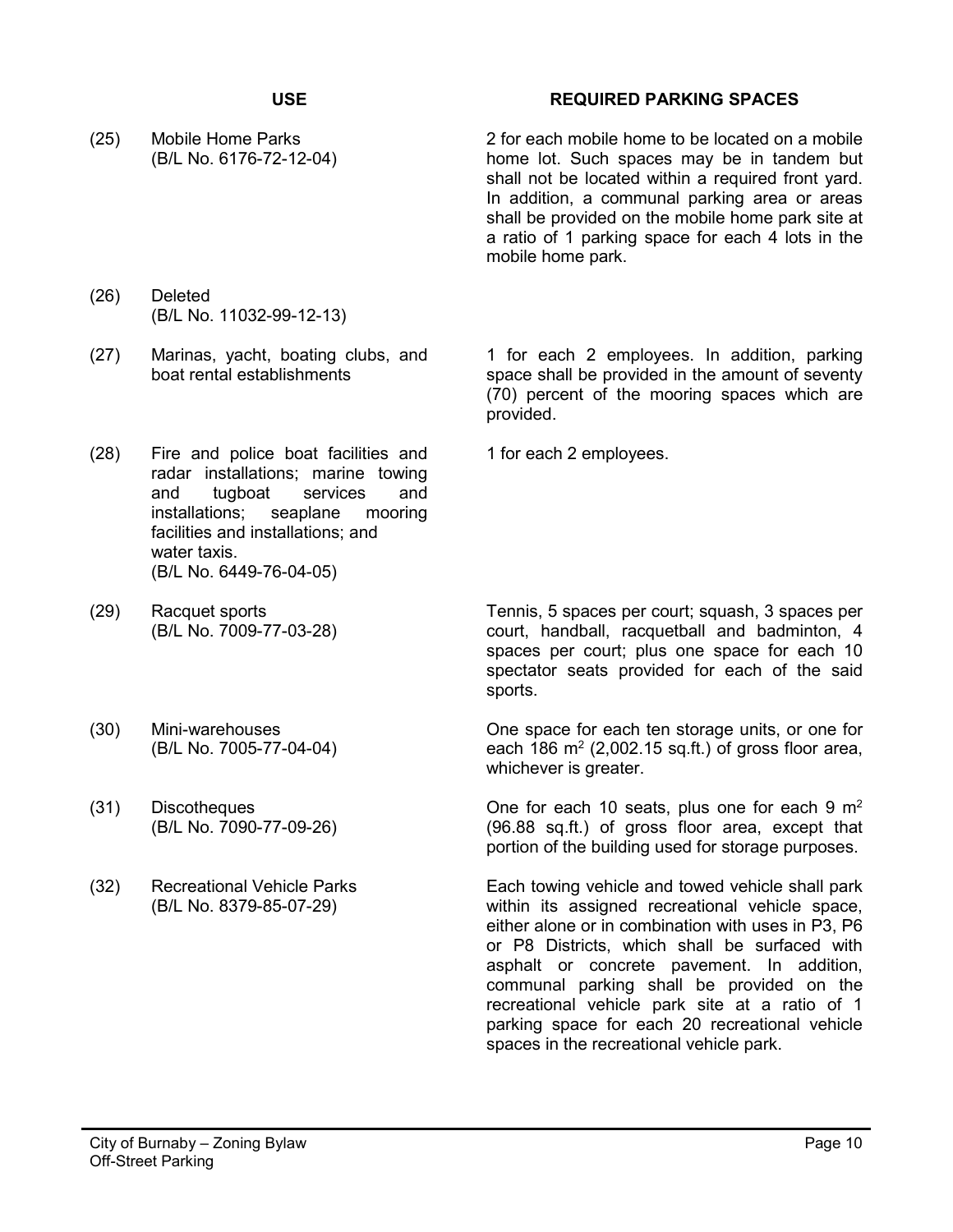| | USE | REQUIRED PARKING SPACES |
|---|---|---|
| (25) | Mobile Home Parks (B/L No. 6176-72-12-04) | 2 for each mobile home to be located on a mobile home lot. Such spaces may be in tandem but shall not be located within a required front yard. In addition, a communal parking area or areas shall be provided on the mobile home park site at a ratio of 1 parking space for each 4 lots in the mobile home park. |
| (26) | Deleted (B/L No. 11032-99-12-13) | |
| (27) | Marinas, yacht, boating clubs, and boat rental establishments | 1 for each 2 employees. In addition, parking space shall be provided in the amount of seventy (70) percent of the mooring spaces which are provided. |
| (28) | Fire and police boat facilities and radar installations; marine towing and tugboat services and installations; seaplane mooring facilities and installations; and water taxis. (B/L No. 6449-76-04-05) | 1 for each 2 employees. |
| (29) | Racquet sports (B/L No. 7009-77-03-28) | Tennis, 5 spaces per court; squash, 3 spaces per court, handball, racquetball and badminton, 4 spaces per court; plus one space for each 10 spectator seats provided for each of the said sports. |
| (30) | Mini-warehouses (B/L No. 7005-77-04-04) | One space for each ten storage units, or one for each 186 $m^2$ (2,002.15 sq.ft.) of gross floor area, whichever is greater. |
| (31) | Discotheques (B/L No. 7090-77-09-26) | One for each 10 seats, plus one for each 9 $m^2$ (96.88 sq.ft.) of gross floor area, except that portion of the building used for storage purposes. |
| (32) | Recreational Vehicle Parks (B/L No. 8379-85-07-29) | Each towing vehicle and towed vehicle shall park within its assigned recreational vehicle space, either alone or in combination with uses in P3, P6 or P8 Districts, which shall be surfaced with asphalt or concrete pavement. In addition, communal parking shall be provided on the recreational vehicle park site at a ratio of 1 parking space for each 20 recreational vehicle spaces in the recreational vehicle park. |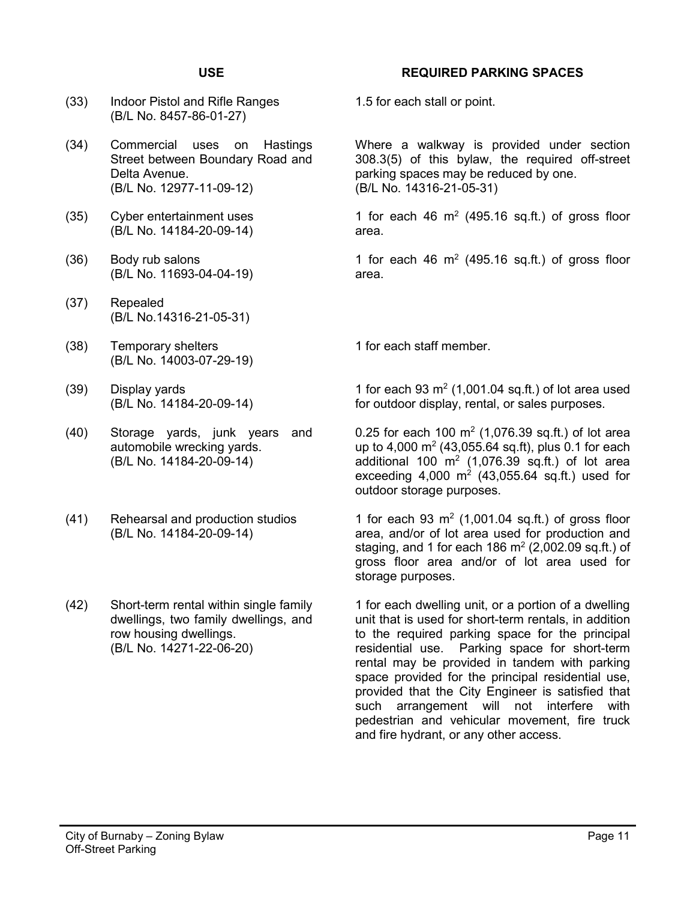| | USE | REQUIRED PARKING SPACES |
|---|---|---|
| (33) | Indoor Pistol and Rifle Ranges (B/L No. 8457-86-01-27) | 1.5 for each stall or point. |
| (34) | Commercial uses on Hastings Street between Boundary Road and Delta Avenue. (B/L No. 12977-11-09-12) | Where a walkway is provided under section 308.3(5) of this bylaw, the required off-street parking spaces may be reduced by one. (B/L No. 14316-21-05-31) |
| (35) | Cyber entertainment uses (B/L No. 14184-20-09-14) | 1 for each 46 $m^2$ (495.16 sq.ft.) of gross floor area. |
| (36) | Body rub salons (B/L No. 11693-04-04-19) | 1 for each 46 $m^2$ (495.16 sq.ft.) of gross floor area. |
| (37) | Repealed (B/L No.14316-21-05-31) | |
| (38) | Temporary shelters (B/L No. 14003-07-29-19) | 1 for each staff member. |
| (39) | Display yards (B/L No. 14184-20-09-14) | 1 for each 93 $m^2$ (1,001.04 sq.ft.) of lot area used for outdoor display, rental, or sales purposes. |
| (40) | Storage yards, junk years and automobile wrecking yards. (B/L No. 14184-20-09-14) | 0.25 for each 100 $m^2$ (1,076.39 sq.ft.) of lot area up to 4,000 $m^2$ (43,055.64 sq.ft), plus 0.1 for each additional 100 $m^2$ (1,076.39 sq.ft.) of lot area exceeding 4,000 $m^2$ (43,055.64 sq.ft.) used for outdoor storage purposes. |
| (41) | Rehearsal and production studios (B/L No. 14184-20-09-14) | 1 for each 93 $m^2$ (1,001.04 sq.ft.) of gross floor area, and/or of lot area used for production and staging, and 1 for each 186 $m^2$ (2,002.09 sq.ft.) of gross floor area and/or of lot area used for storage purposes. |
| (42) | Short-term rental within single family dwellings, two family dwellings, and row housing dwellings. (B/L No. 14271-22-06-20) | 1 for each dwelling unit, or a portion of a dwelling unit that is used for short-term rentals, in addition to the required parking space for the principal residential use. Parking space for short-term rental may be provided in tandem with parking space provided for the principal residential use, provided that the City Engineer is satisfied that such arrangement will not interfere with pedestrian and vehicular movement, fire truck and fire hydrant, or any other access. |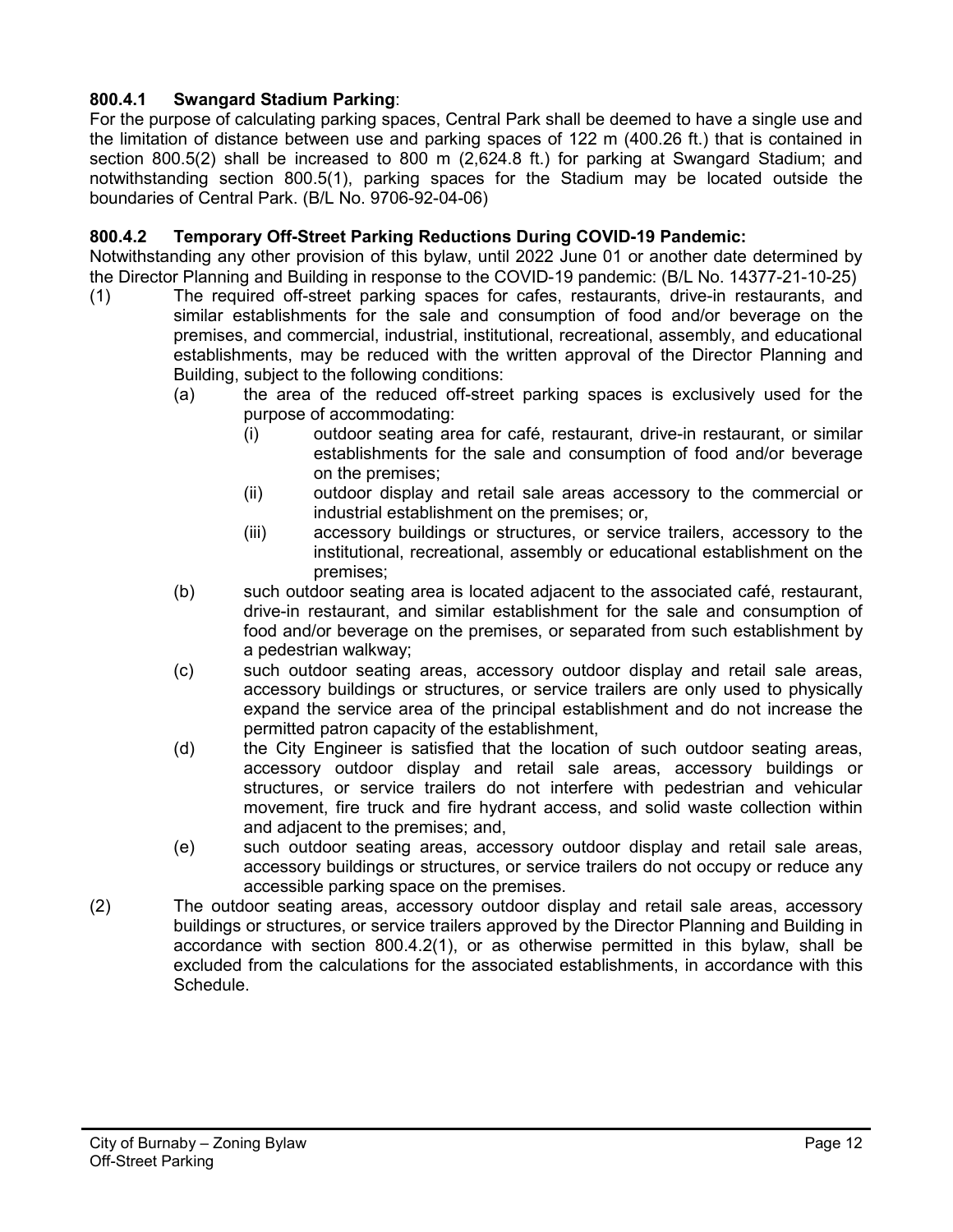**800.4.1 Swangard Stadium Parking**:

For the purpose of calculating parking spaces, Central Park shall be deemed to have a single use and the limitation of distance between use and parking spaces of 122 m (400.26 ft.) that is contained in section 800.5(2) shall be increased to 800 m (2,624.8 ft.) for parking at Swangard Stadium; and notwithstanding section 800.5(1), parking spaces for the Stadium may be located outside the boundaries of Central Park. (B/L No. 9706-92-04-06)

**800.4.2 Temporary Off-Street Parking Reductions During COVID-19 Pandemic:**

Notwithstanding any other provision of this bylaw, until 2022 June 01 or another date determined by the Director Planning and Building in response to the COVID-19 pandemic: (B/L No. 14377-21-10-25)

(1) The required off-street parking spaces for cafes, restaurants, drive-in restaurants, and similar establishments for the sale and consumption of food and/or beverage on the premises, and commercial, industrial, institutional, recreational, assembly, and educational establishments, may be reduced with the written approval of the Director Planning and Building, subject to the following conditions:

  (a) the area of the reduced off-street parking spaces is exclusively used for the purpose of accommodating:

    (i) outdoor seating area for café, restaurant, drive-in restaurant, or similar establishments for the sale and consumption of food and/or beverage on the premises;

    (ii) outdoor display and retail sale areas accessory to the commercial or industrial establishment on the premises; or,

    (iii) accessory buildings or structures, or service trailers, accessory to the institutional, recreational, assembly or educational establishment on the premises;

  (b) such outdoor seating area is located adjacent to the associated café, restaurant, drive-in restaurant, and similar establishment for the sale and consumption of food and/or beverage on the premises, or separated from such establishment by a pedestrian walkway;

  (c) such outdoor seating areas, accessory outdoor display and retail sale areas, accessory buildings or structures, or service trailers are only used to physically expand the service area of the principal establishment and do not increase the permitted patron capacity of the establishment,

  (d) the City Engineer is satisfied that the location of such outdoor seating areas, accessory outdoor display and retail sale areas, accessory buildings or structures, or service trailers do not interfere with pedestrian and vehicular movement, fire truck and fire hydrant access, and solid waste collection within and adjacent to the premises; and,

  (e) such outdoor seating areas, accessory outdoor display and retail sale areas, accessory buildings or structures, or service trailers do not occupy or reduce any accessible parking space on the premises.

(2) The outdoor seating areas, accessory outdoor display and retail sale areas, accessory buildings or structures, or service trailers approved by the Director Planning and Building in accordance with section 800.4.2(1), or as otherwise permitted in this bylaw, shall be excluded from the calculations for the associated establishments, in accordance with this Schedule.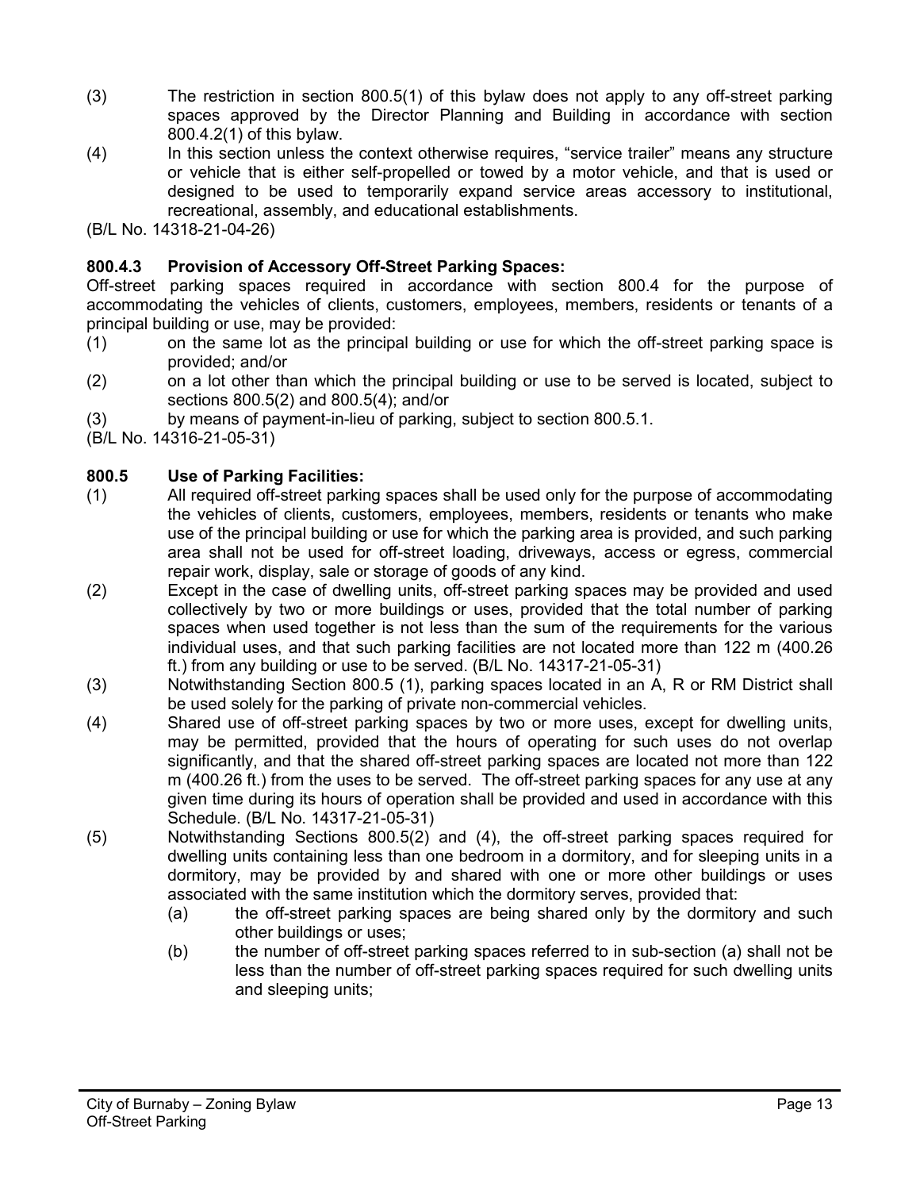(3) The restriction in section 800.5(1) of this bylaw does not apply to any off-street parking spaces approved by the Director Planning and Building in accordance with section 800.4.2(1) of this bylaw.

(4) In this section unless the context otherwise requires, “service trailer” means any structure or vehicle that is either self-propelled or towed by a motor vehicle, and that is used or designed to be used to temporarily expand service areas accessory to institutional, recreational, assembly, and educational establishments.

(B/L No. 14318-21-04-26)

**800.4.3 Provision of Accessory Off-Street Parking Spaces:**

Off-street parking spaces required in accordance with section 800.4 for the purpose of accommodating the vehicles of clients, customers, employees, members, residents or tenants of a principal building or use, may be provided:

(1) on the same lot as the principal building or use for which the off-street parking space is provided; and/or

(2) on a lot other than which the principal building or use to be served is located, subject to sections 800.5(2) and 800.5(4); and/or

(3) by means of payment-in-lieu of parking, subject to section 800.5.1.

(B/L No. 14316-21-05-31)

**800.5 Use of Parking Facilities:**

(1) All required off-street parking spaces shall be used only for the purpose of accommodating the vehicles of clients, customers, employees, members, residents or tenants who make use of the principal building or use for which the parking area is provided, and such parking area shall not be used for off-street loading, driveways, access or egress, commercial repair work, display, sale or storage of goods of any kind.

(2) Except in the case of dwelling units, off-street parking spaces may be provided and used collectively by two or more buildings or uses, provided that the total number of parking spaces when used together is not less than the sum of the requirements for the various individual uses, and that such parking facilities are not located more than 122 m (400.26 ft.) from any building or use to be served. (B/L No. 14317-21-05-31)

(3) Notwithstanding Section 800.5 (1), parking spaces located in an A, R or RM District shall be used solely for the parking of private non-commercial vehicles.

(4) Shared use of off-street parking spaces by two or more uses, except for dwelling units, may be permitted, provided that the hours of operating for such uses do not overlap significantly, and that the shared off-street parking spaces are located not more than 122 m (400.26 ft.) from the uses to be served. The off-street parking spaces for any use at any given time during its hours of operation shall be provided and used in accordance with this Schedule. (B/L No. 14317-21-05-31)

(5) Notwithstanding Sections 800.5(2) and (4), the off-street parking spaces required for dwelling units containing less than one bedroom in a dormitory, and for sleeping units in a dormitory, may be provided by and shared with one or more other buildings or uses associated with the same institution which the dormitory serves, provided that:

   (a) the off-street parking spaces are being shared only by the dormitory and such other buildings or uses;

   (b) the number of off-street parking spaces referred to in sub-section (a) shall not be less than the number of off-street parking spaces required for such dwelling units and sleeping units;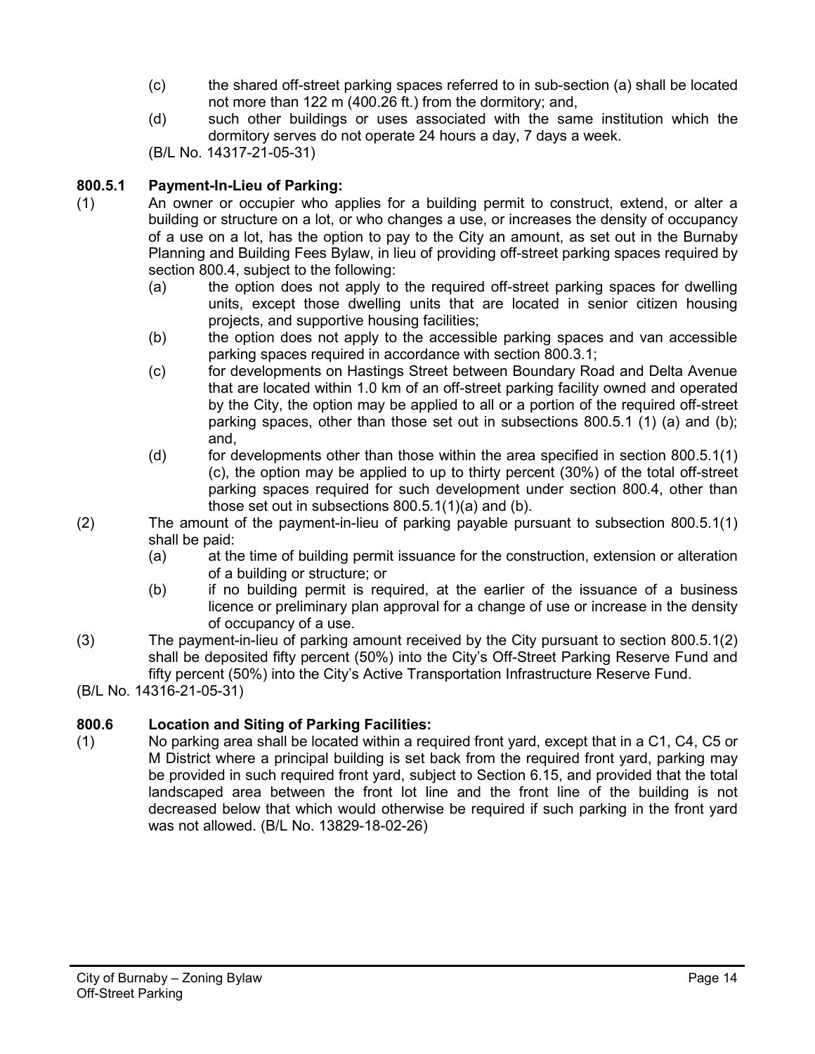(c) the shared off-street parking spaces referred to in sub-section (a) shall be located not more than 122 m (400.26 ft.) from the dormitory; and,

(d) such other buildings or uses associated with the same institution which the dormitory serves do not operate 24 hours a day, 7 days a week.

(B/L No. 14317-21-05-31)

**800.5.1 Payment-In-Lieu of Parking:**

(1) An owner or occupier who applies for a building permit to construct, extend, or alter a building or structure on a lot, or who changes a use, or increases the density of occupancy of a use on a lot, has the option to pay to the City an amount, as set out in the Burnaby Planning and Building Fees Bylaw, in lieu of providing off-street parking spaces required by section 800.4, subject to the following:

(a) the option does not apply to the required off-street parking spaces for dwelling units, except those dwelling units that are located in senior citizen housing projects, and supportive housing facilities;

(b) the option does not apply to the accessible parking spaces and van accessible parking spaces required in accordance with section 800.3.1;

(c) for developments on Hastings Street between Boundary Road and Delta Avenue that are located within 1.0 km of an off-street parking facility owned and operated by the City, the option may be applied to all or a portion of the required off-street parking spaces, other than those set out in subsections 800.5.1 (1) (a) and (b); and,

(d) for developments other than those within the area specified in section 800.5.1(1)(c), the option may be applied to up to thirty percent (30%) of the total off-street parking spaces required for such development under section 800.4, other than those set out in subsections 800.5.1(1)(a) and (b).

(2) The amount of the payment-in-lieu of parking payable pursuant to subsection 800.5.1(1) shall be paid:

(a) at the time of building permit issuance for the construction, extension or alteration of a building or structure; or

(b) if no building permit is required, at the earlier of the issuance of a business licence or preliminary plan approval for a change of use or increase in the density of occupancy of a use.

(3) The payment-in-lieu of parking amount received by the City pursuant to section 800.5.1(2) shall be deposited fifty percent (50%) into the City's Off-Street Parking Reserve Fund and fifty percent (50%) into the City's Active Transportation Infrastructure Reserve Fund.

(B/L No. 14316-21-05-31)

**800.6 Location and Siting of Parking Facilities:**

(1) No parking area shall be located within a required front yard, except that in a C1, C4, C5 or M District where a principal building is set back from the required front yard, parking may be provided in such required front yard, subject to Section 6.15, and provided that the total landscaped area between the front lot line and the front line of the building is not decreased below that which would otherwise be required if such parking in the front yard was not allowed. (B/L No. 13829-18-02-26)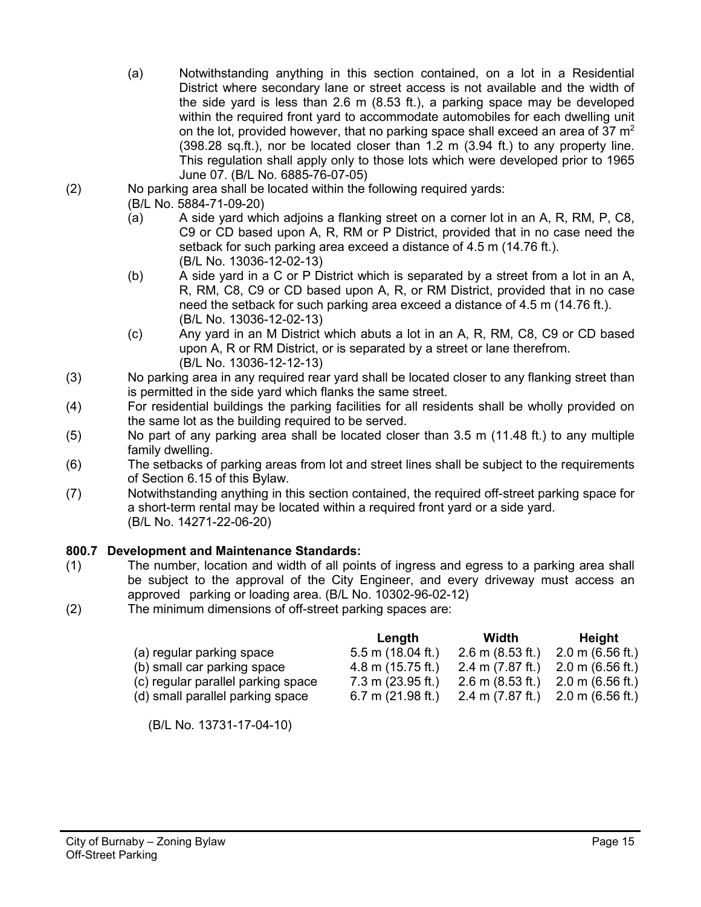(a) Notwithstanding anything in this section contained, on a lot in a Residential District where secondary lane or street access is not available and the width of the side yard is less than 2.6 m (8.53 ft.), a parking space may be developed within the required front yard to accommodate automobiles for each dwelling unit on the lot, provided however, that no parking space shall exceed an area of 37 $m^2$ (398.28 sq.ft.), nor be located closer than 1.2 m (3.94 ft.) to any property line. This regulation shall apply only to those lots which were developed prior to 1965 June 07. (B/L No. 6885-76-07-05)

(2) No parking area shall be located within the following required yards: (B/L No. 5884-71-09-20)

(a) A side yard which adjoins a flanking street on a corner lot in an A, R, RM, P, C8, C9 or CD based upon A, R, RM or P District, provided that in no case need the setback for such parking area exceed a distance of 4.5 m (14.76 ft.). (B/L No. 13036-12-02-13)

(b) A side yard in a C or P District which is separated by a street from a lot in an A, R, RM, C8, C9 or CD based upon A, R, or RM District, provided that in no case need the setback for such parking area exceed a distance of 4.5 m (14.76 ft.). (B/L No. 13036-12-02-13)

(c) Any yard in an M District which abuts a lot in an A, R, RM, C8, C9 or CD based upon A, R or RM District, or is separated by a street or lane therefrom. (B/L No. 13036-12-12-13)

(3) No parking area in any required rear yard shall be located closer to any flanking street than is permitted in the side yard which flanks the same street.

(4) For residential buildings the parking facilities for all residents shall be wholly provided on the same lot as the building required to be served.

(5) No part of any parking area shall be located closer than 3.5 m (11.48 ft.) to any multiple family dwelling.

(6) The setbacks of parking areas from lot and street lines shall be subject to the requirements of Section 6.15 of this Bylaw.

(7) Notwithstanding anything in this section contained, the required off-street parking space for a short-term rental may be located within a required front yard or a side yard. (B/L No. 14271-22-06-20)

**800.7 Development and Maintenance Standards:**

(1) The number, location and width of all points of ingress and egress to a parking area shall be subject to the approval of the City Engineer, and every driveway must access an approved parking or loading area. (B/L No. 10302-96-02-12)

(2) The minimum dimensions of off-street parking spaces are:

| | Length | Width | Height |
|---|---|---|---|
| (a) regular parking space | 5.5 m (18.04 ft.) | 2.6 m (8.53 ft.) | 2.0 m (6.56 ft.) |
| (b) small car parking space | 4.8 m (15.75 ft.) | 2.4 m (7.87 ft.) | 2.0 m (6.56 ft.) |
| (c) regular parallel parking space | 7.3 m (23.95 ft.) | 2.6 m (8.53 ft.) | 2.0 m (6.56 ft.) |
| (d) small parallel parking space | 6.7 m (21.98 ft.) | 2.4 m (7.87 ft.) | 2.0 m (6.56 ft.) |

(B/L No. 13731-17-04-10)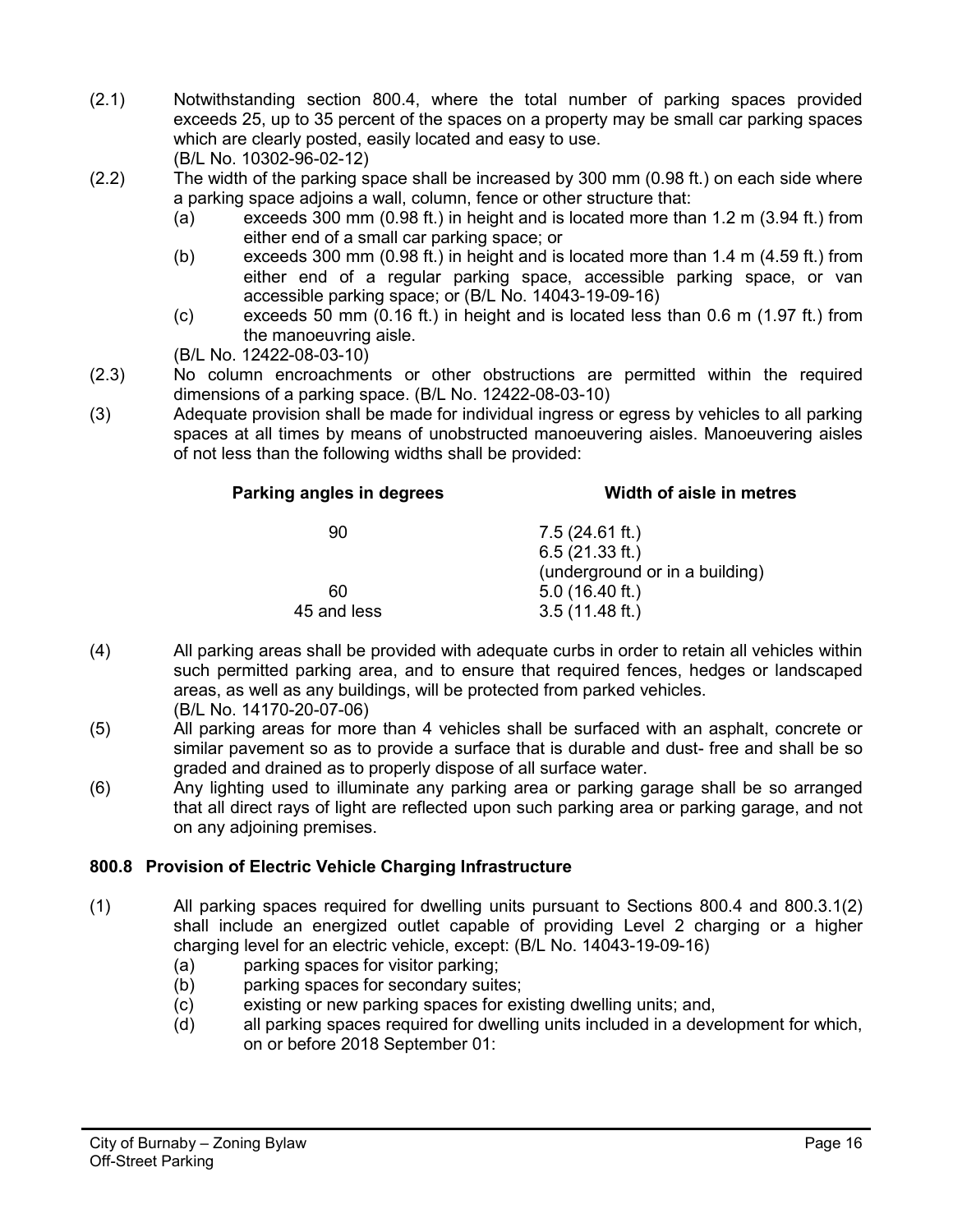(2.1) Notwithstanding section 800.4, where the total number of parking spaces provided exceeds 25, up to 35 percent of the spaces on a property may be small car parking spaces which are clearly posted, easily located and easy to use.
(B/L No. 10302-96-02-12)

(2.2) The width of the parking space shall be increased by 300 mm (0.98 ft.) on each side where a parking space adjoins a wall, column, fence or other structure that:

- (a) exceeds 300 mm (0.98 ft.) in height and is located more than 1.2 m (3.94 ft.) from either end of a small car parking space; or
- (b) exceeds 300 mm (0.98 ft.) in height and is located more than 1.4 m (4.59 ft.) from either end of a regular parking space, accessible parking space, or van accessible parking space; or (B/L No. 14043-19-09-16)
- (c) exceeds 50 mm (0.16 ft.) in height and is located less than 0.6 m (1.97 ft.) from the manoeuvring aisle.

(B/L No. 12422-08-03-10)

(2.3) No column encroachments or other obstructions are permitted within the required dimensions of a parking space. (B/L No. 12422-08-03-10)

(3) Adequate provision shall be made for individual ingress or egress by vehicles to all parking spaces at all times by means of unobstructed manoeuvering aisles. Manoeuvering aisles of not less than the following widths shall be provided:

| Parking angles in degrees | Width of aisle in metres |
|---|---|
| 90 | 7.5 (24.61 ft.)<br>6.5 (21.33 ft.)<br>(underground or in a building) |
| 60 | 5.0 (16.40 ft.) |
| 45 and less | 3.5 (11.48 ft.) |

(4) All parking areas shall be provided with adequate curbs in order to retain all vehicles within such permitted parking area, and to ensure that required fences, hedges or landscaped areas, as well as any buildings, will be protected from parked vehicles.
(B/L No. 14170-20-07-06)

(5) All parking areas for more than 4 vehicles shall be surfaced with an asphalt, concrete or similar pavement so as to provide a surface that is durable and dust- free and shall be so graded and drained as to properly dispose of all surface water.

(6) Any lighting used to illuminate any parking area or parking garage shall be so arranged that all direct rays of light are reflected upon such parking area or parking garage, and not on any adjoining premises.

### 800.8 Provision of Electric Vehicle Charging Infrastructure

(1) All parking spaces required for dwelling units pursuant to Sections 800.4 and 800.3.1(2) shall include an energized outlet capable of providing Level 2 charging or a higher charging level for an electric vehicle, except: (B/L No. 14043-19-09-16)

- (a) parking spaces for visitor parking;
- (b) parking spaces for secondary suites;
- (c) existing or new parking spaces for existing dwelling units; and,
- (d) all parking spaces required for dwelling units included in a development for which, on or before 2018 September 01: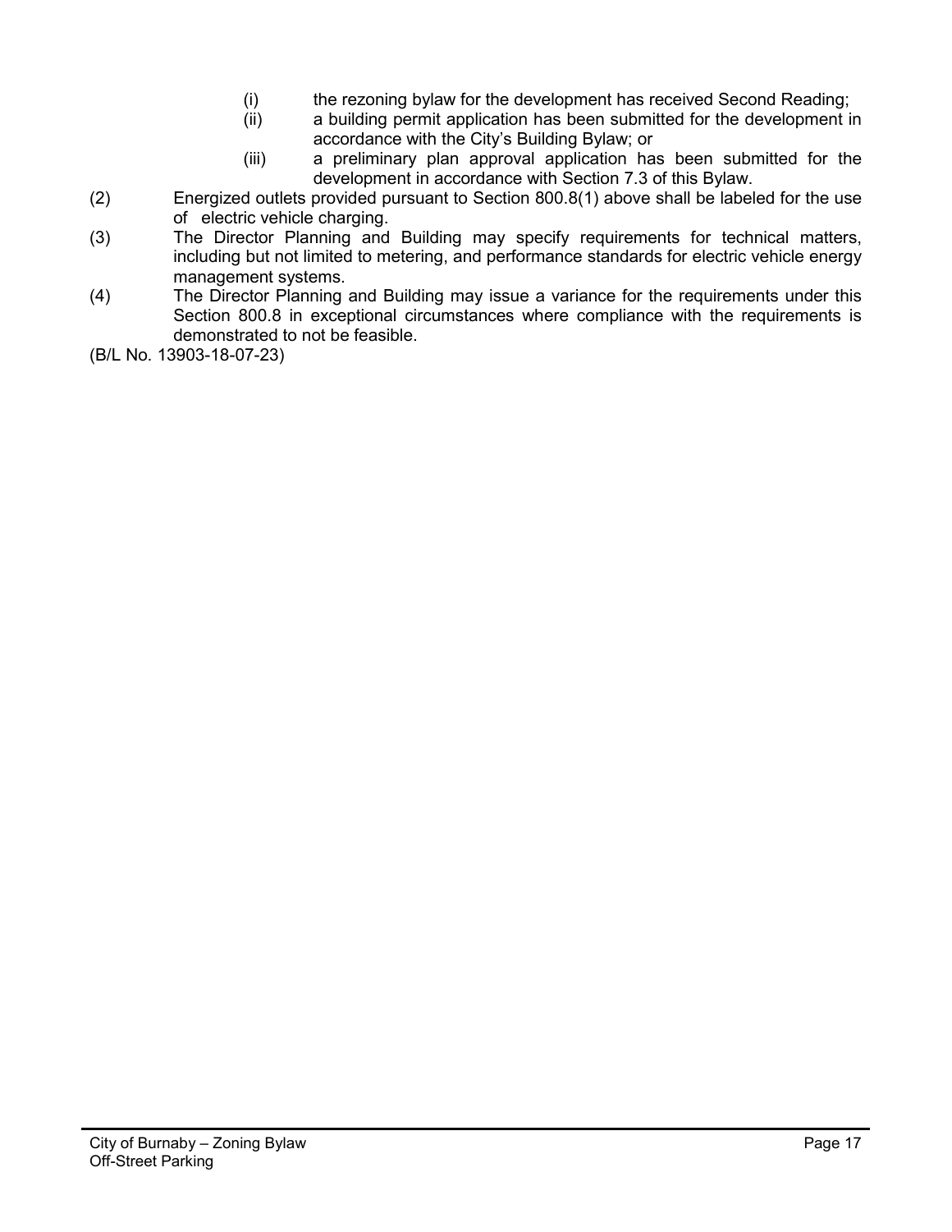(i) the rezoning bylaw for the development has received Second Reading;

(ii) a building permit application has been submitted for the development in accordance with the City's Building Bylaw; or

(iii) a preliminary plan approval application has been submitted for the development in accordance with Section 7.3 of this Bylaw.

(2) Energized outlets provided pursuant to Section 800.8(1) above shall be labeled for the use of electric vehicle charging.

(3) The Director Planning and Building may specify requirements for technical matters, including but not limited to metering, and performance standards for electric vehicle energy management systems.

(4) The Director Planning and Building may issue a variance for the requirements under this Section 800.8 in exceptional circumstances where compliance with the requirements is demonstrated to not be feasible.

(B/L No. 13903-18-07-23)